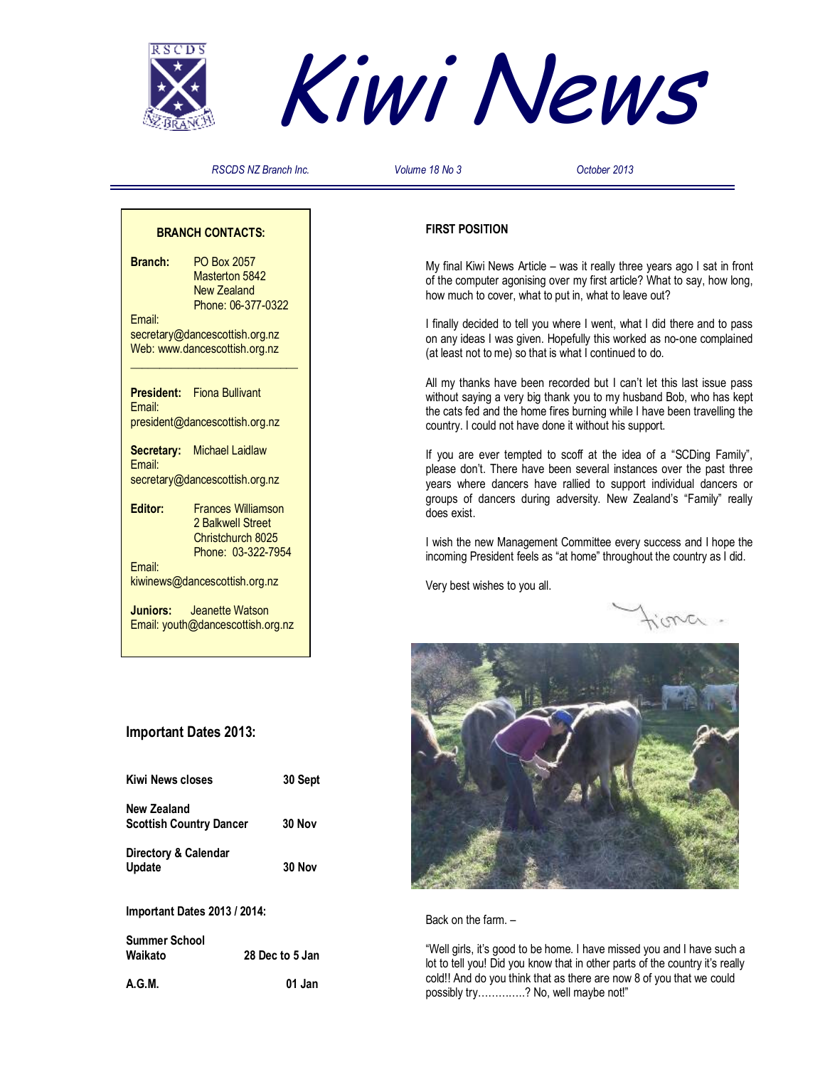# Kiwi News

*RSCDS NZ Branch Inc.* *Volume 18 No 3* *October 2013*

**BRANCH CONTACTS:**

**Branch:** PO Box 2057
Masterton 5842
New Zealand
Phone: 06-377-0322
Email: secretary@dancescottish.org.nz
Web: www.dancescottish.org.nz

**President:** Fiona Bullivant
Email: president@dancescottish.org.nz

**Secretary:** Michael Laidlaw
Email: secretary@dancescottish.org.nz

**Editor:** Frances Williamson
2 Balkwell Street
Christchurch 8025
Phone: 03-322-7954
Email: kiwinews@dancescottish.org.nz

**Juniors:** Jeanette Watson
Email: youth@dancescottish.org.nz

## Important Dates 2013:

| | |
|---|---|
| **Kiwi News closes** | **30 Sept** |
| **New Zealand Scottish Country Dancer** | **30 Nov** |
| **Directory & Calendar Update** | **30 Nov** |

**Important Dates 2013 / 2014:**

| | |
|---|---|
| **Summer School Waikato** | **28 Dec to 5 Jan** |
| **A.G.M.** | **01 Jan** |

## FIRST POSITION

My final Kiwi News Article – was it really three years ago I sat in front of the computer agonising over my first article? What to say, how long, how much to cover, what to put in, what to leave out?

I finally decided to tell you where I went, what I did there and to pass on any ideas I was given. Hopefully this worked as no-one complained (at least not to me) so that is what I continued to do.

All my thanks have been recorded but I can't let this last issue pass without saying a very big thank you to my husband Bob, who has kept the cats fed and the home fires burning while I have been travelling the country. I could not have done it without his support.

If you are ever tempted to scoff at the idea of a "SCDing Family", please don't. There have been several instances over the past three years where dancers have rallied to support individual dancers or groups of dancers during adversity. New Zealand's "Family" really does exist.

I wish the new Management Committee every success and I hope the incoming President feels as "at home" throughout the country as I did.

Very best wishes to you all.

Fiona.

Back on the farm. –

"Well girls, it's good to be home. I have missed you and I have such a lot to tell you! Did you know that in other parts of the country it's really cold!! And do you think that as there are now 8 of you that we could possibly try…………..? No, well maybe not!"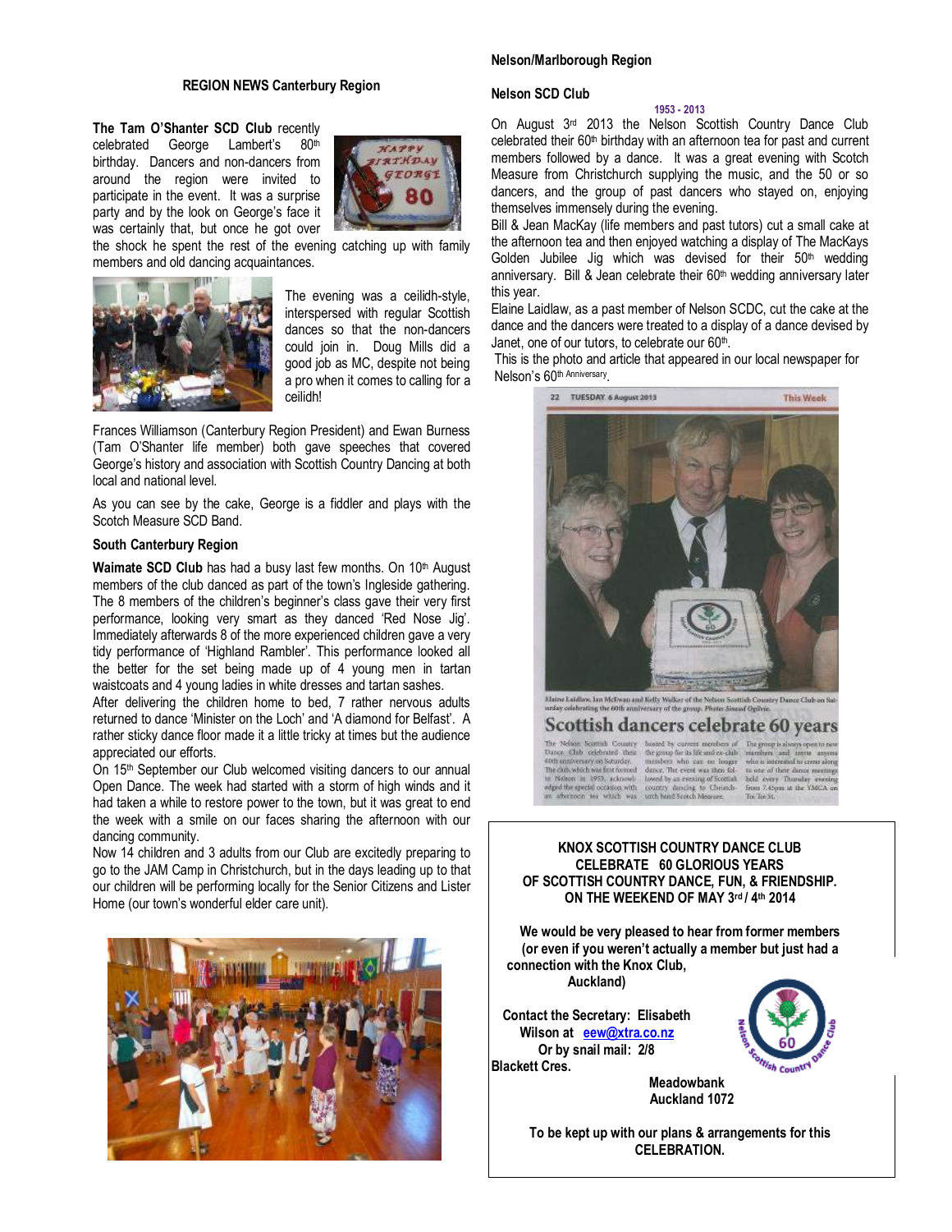## REGION NEWS Canterbury Region

**The Tam O'Shanter SCD Club** recently celebrated George Lambert's 80th birthday. Dancers and non-dancers from around the region were invited to participate in the event. It was a surprise party and by the look on George's face it was certainly that, but once he got over the shock he spent the rest of the evening catching up with family members and old dancing acquaintances.

The evening was a ceilidh-style, interspersed with regular Scottish dances so that the non-dancers could join in. Doug Mills did a good job as MC, despite not being a pro when it comes to calling for a ceilidh!

Frances Williamson (Canterbury Region President) and Ewan Burness (Tam O'Shanter life member) both gave speeches that covered George's history and association with Scottish Country Dancing at both local and national level.

As you can see by the cake, George is a fiddler and plays with the Scotch Measure SCD Band.

### South Canterbury Region

**Waimate SCD Club** has had a busy last few months. On 10th August members of the club danced as part of the town's Ingleside gathering. The 8 members of the children's beginner's class gave their very first performance, looking very smart as they danced 'Red Nose Jig'. Immediately afterwards 8 of the more experienced children gave a very tidy performance of 'Highland Rambler'. This performance looked all the better for the set being made up of 4 young men in tartan waistcoats and 4 young ladies in white dresses and tartan sashes.

After delivering the children home to bed, 7 rather nervous adults returned to dance 'Minister on the Loch' and 'A diamond for Belfast'. A rather sticky dance floor made it a little tricky at times but the audience appreciated our efforts.

On 15th September our Club welcomed visiting dancers to our annual Open Dance. The week had started with a storm of high winds and it had taken a while to restore power to the town, but it was great to end the week with a smile on our faces sharing the afternoon with our dancing community.

Now 14 children and 3 adults from our Club are excitedly preparing to go to the JAM Camp in Christchurch, but in the days leading up to that our children will be performing locally for the Senior Citizens and Lister Home (our town's wonderful elder care unit).

## Nelson/Marlborough Region

### Nelson SCD Club

1953 - 2013

On August 3rd 2013 the Nelson Scottish Country Dance Club celebrated their 60th birthday with an afternoon tea for past and current members followed by a dance. It was a great evening with Scotch Measure from Christchurch supplying the music, and the 50 or so dancers, and the group of past dancers who stayed on, enjoying themselves immensely during the evening.

Bill & Jean MacKay (life members and past tutors) cut a small cake at the afternoon tea and then enjoyed watching a display of The MacKays Golden Jubilee Jig which was devised for their 50th wedding anniversary. Bill & Jean celebrate their 60th wedding anniversary later this year.

Elaine Laidlaw, as a past member of Nelson SCDC, cut the cake at the dance and the dancers were treated to a display of a dance devised by Janet, one of our tutors, to celebrate our 60th.

This is the photo and article that appeared in our local newspaper for Nelson's 60th Anniversary.

---

**KNOX SCOTTISH COUNTRY DANCE CLUB CELEBRATE 60 GLORIOUS YEARS OF SCOTTISH COUNTRY DANCE, FUN, & FRIENDSHIP. ON THE WEEKEND OF MAY 3rd / 4th 2014**

**We would be very pleased to hear from former members (or even if you weren't actually a member but just had a connection with the Knox Club, Auckland)**

**Contact the Secretary: Elisabeth Wilson at eew@xtra.co.nz**
**Or by snail mail: 2/8 Blackett Cres. Meadowbank Auckland 1072**

**To be kept up with our plans & arrangements for this CELEBRATION.**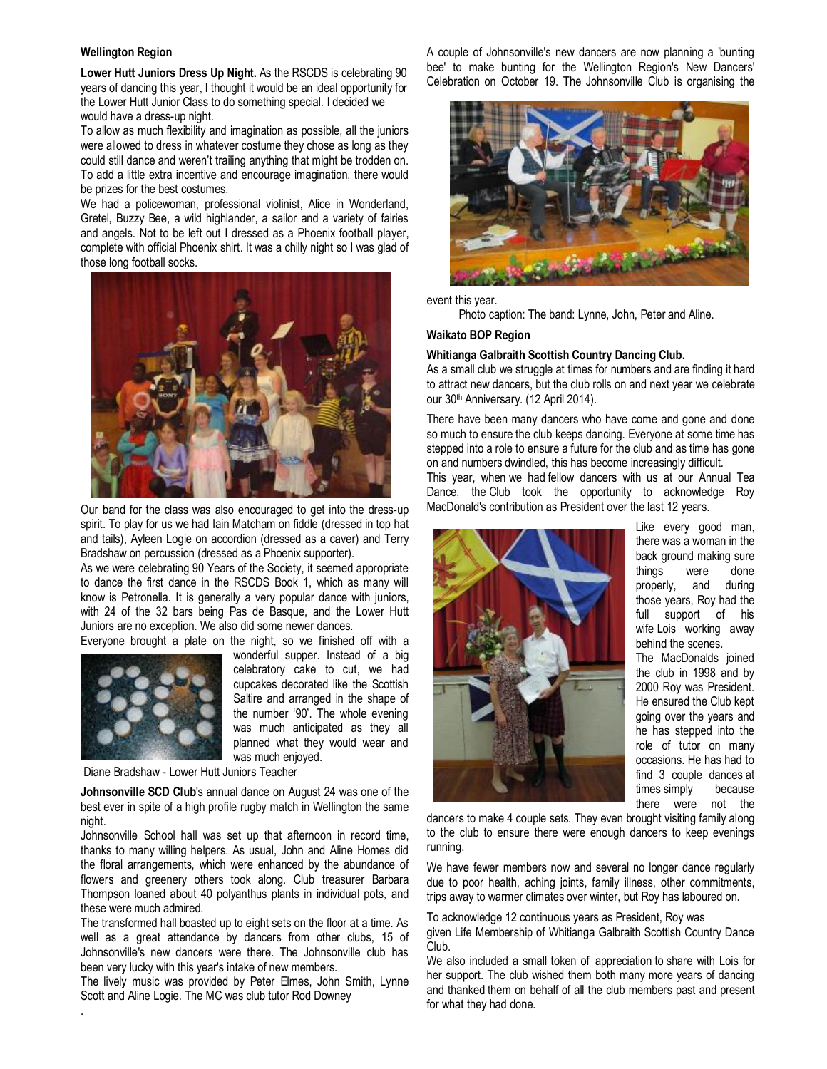### Wellington Region

**Lower Hutt Juniors Dress Up Night.** As the RSCDS is celebrating 90 years of dancing this year, I thought it would be an ideal opportunity for the Lower Hutt Junior Class to do something special. I decided we would have a dress-up night.

To allow as much flexibility and imagination as possible, all the juniors were allowed to dress in whatever costume they chose as long as they could still dance and weren't trailing anything that might be trodden on. To add a little extra incentive and encourage imagination, there would be prizes for the best costumes.

We had a policewoman, professional violinist, Alice in Wonderland, Gretel, Buzzy Bee, a wild highlander, a sailor and a variety of fairies and angels. Not to be left out I dressed as a Phoenix football player, complete with official Phoenix shirt. It was a chilly night so I was glad of those long football socks.

Our band for the class was also encouraged to get into the dress-up spirit. To play for us we had Iain Matcham on fiddle (dressed in top hat and tails), Ayleen Logie on accordion (dressed as a caver) and Terry Bradshaw on percussion (dressed as a Phoenix supporter).

As we were celebrating 90 Years of the Society, it seemed appropriate to dance the first dance in the RSCDS Book 1, which as many will know is Petronella. It is generally a very popular dance with juniors, with 24 of the 32 bars being Pas de Basque, and the Lower Hutt Juniors are no exception. We also did some newer dances.

Everyone brought a plate on the night, so we finished off with a wonderful supper. Instead of a big celebratory cake to cut, we had cupcakes decorated like the Scottish Saltire and arranged in the shape of the number '90'. The whole evening was much anticipated as they all planned what they would wear and was much enjoyed.

Diane Bradshaw - Lower Hutt Juniors Teacher

**Johnsonville SCD Club**'s annual dance on August 24 was one of the best ever in spite of a high profile rugby match in Wellington the same night.

Johnsonville School hall was set up that afternoon in record time, thanks to many willing helpers. As usual, John and Aline Homes did the floral arrangements, which were enhanced by the abundance of flowers and greenery others took along. Club treasurer Barbara Thompson loaned about 40 polyanthus plants in individual pots, and these were much admired.

The transformed hall boasted up to eight sets on the floor at a time. As well as a great attendance by dancers from other clubs, 15 of Johnsonville's new dancers were there. The Johnsonville club has been very lucky with this year's intake of new members.

The lively music was provided by Peter Elmes, John Smith, Lynne Scott and Aline Logie. The MC was club tutor Rod Downey.

A couple of Johnsonville's new dancers are now planning a 'bunting bee' to make bunting for the Wellington Region's New Dancers' Celebration on October 19. The Johnsonville Club is organising the event this year.

Photo caption: The band: Lynne, John, Peter and Aline.

### Waikato BOP Region

**Whitianga Galbraith Scottish Country Dancing Club.**

As a small club we struggle at times for numbers and are finding it hard to attract new dancers, but the club rolls on and next year we celebrate our 30th Anniversary. (12 April 2014).

There have been many dancers who have come and gone and done so much to ensure the club keeps dancing. Everyone at some time has stepped into a role to ensure a future for the club and as time has gone on and numbers dwindled, this has become increasingly difficult.

This year, when we had fellow dancers with us at our Annual Tea Dance, the Club took the opportunity to acknowledge Roy MacDonald's contribution as President over the last 12 years.

Like every good man, there was a woman in the back ground making sure things were done properly, and during those years, Roy had the full support of his wife Lois working away behind the scenes.

The MacDonalds joined the club in 1998 and by 2000 Roy was President. He ensured the Club kept going over the years and he has stepped into the role of tutor on many occasions. He has had to find 3 couple dances at times simply because there were not the dancers to make 4 couple sets. They even brought visiting family along to the club to ensure there were enough dancers to keep evenings running.

We have fewer members now and several no longer dance regularly due to poor health, aching joints, family illness, other commitments, trips away to warmer climates over winter, but Roy has laboured on.

To acknowledge 12 continuous years as President, Roy was given Life Membership of Whitianga Galbraith Scottish Country Dance Club.

We also included a small token of appreciation to share with Lois for her support. The club wished them both many more years of dancing and thanked them on behalf of all the club members past and present for what they had done.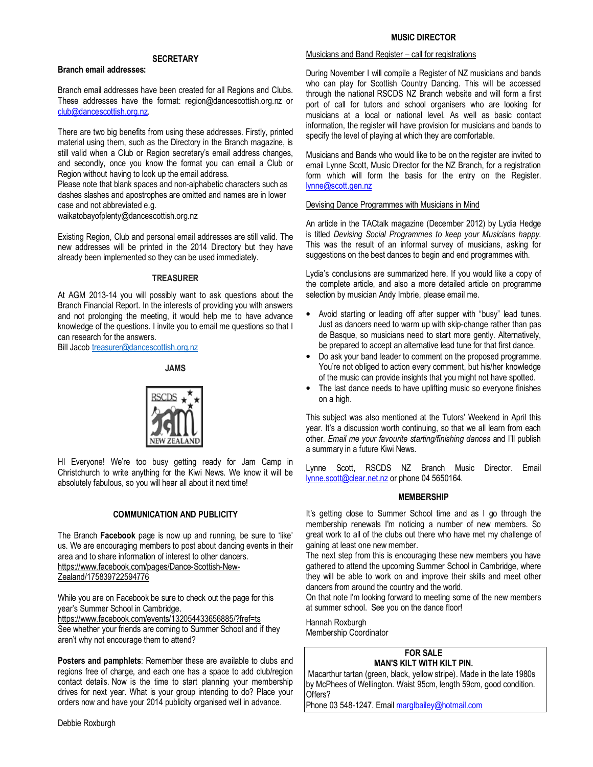## SECRETARY

**Branch email addresses:**

Branch email addresses have been created for all Regions and Clubs. These addresses have the format: region@dancescottish.org.nz or club@dancescottish.org.nz.

There are two big benefits from using these addresses. Firstly, printed material using them, such as the Directory in the Branch magazine, is still valid when a Club or Region secretary's email address changes, and secondly, once you know the format you can email a Club or Region without having to look up the email address.

Please note that blank spaces and non-alphabetic characters such as dashes slashes and apostrophes are omitted and names are in lower case and not abbreviated e.g.

waikatobayofplenty@dancescottish.org.nz

Existing Region, Club and personal email addresses are still valid. The new addresses will be printed in the 2014 Directory but they have already been implemented so they can be used immediately.

## TREASURER

At AGM 2013-14 you will possibly want to ask questions about the Branch Financial Report. In the interests of providing you with answers and not prolonging the meeting, it would help me to have advance knowledge of the questions. I invite you to email me questions so that I can research for the answers.

Bill Jacob treasurer@dancescottish.org.nz

## JAMS

HI Everyone! We're too busy getting ready for Jam Camp in Christchurch to write anything for the Kiwi News. We know it will be absolutely fabulous, so you will hear all about it next time!

## COMMUNICATION AND PUBLICITY

The Branch **Facebook** page is now up and running, be sure to 'like' us. We are encouraging members to post about dancing events in their area and to share information of interest to other dancers.

https://www.facebook.com/pages/Dance-Scottish-New-Zealand/175839722594776

While you are on Facebook be sure to check out the page for this year's Summer School in Cambridge.

https://www.facebook.com/events/132054433656885/?fref=ts

See whether your friends are coming to Summer School and if they aren't why not encourage them to attend?

**Posters and pamphlets**: Remember these are available to clubs and regions free of charge, and each one has a space to add club/region contact details. Now is the time to start planning your membership drives for next year. What is your group intending to do? Place your orders now and have your 2014 publicity organised well in advance.

Debbie Roxburgh

## MUSIC DIRECTOR

Musicians and Band Register – call for registrations

During November I will compile a Register of NZ musicians and bands who can play for Scottish Country Dancing. This will be accessed through the national RSCDS NZ Branch website and will form a first port of call for tutors and school organisers who are looking for musicians at a local or national level. As well as basic contact information, the register will have provision for musicians and bands to specify the level of playing at which they are comfortable.

Musicians and Bands who would like to be on the register are invited to email Lynne Scott, Music Director for the NZ Branch, for a registration form which will form the basis for the entry on the Register. lynne@scott.gen.nz

Devising Dance Programmes with Musicians in Mind

An article in the TACtalk magazine (December 2012) by Lydia Hedge is titled *Devising Social Programmes to keep your Musicians happy.* This was the result of an informal survey of musicians, asking for suggestions on the best dances to begin and end programmes with.

Lydia's conclusions are summarized here. If you would like a copy of the complete article, and also a more detailed article on programme selection by musician Andy Imbrie, please email me.

- Avoid starting or leading off after supper with "busy" lead tunes. Just as dancers need to warm up with skip-change rather than pas de Basque, so musicians need to start more gently. Alternatively, be prepared to accept an alternative lead tune for that first dance.
- Do ask your band leader to comment on the proposed programme. You're not obliged to action every comment, but his/her knowledge of the music can provide insights that you might not have spotted.
- The last dance needs to have uplifting music so everyone finishes on a high.

This subject was also mentioned at the Tutors' Weekend in April this year. It's a discussion worth continuing, so that we all learn from each other. *Email me your favourite starting/finishing dances* and I'll publish a summary in a future Kiwi News.

Lynne Scott, RSCDS NZ Branch Music Director. Email lynne.scott@clear.net.nz or phone 04 5650164.

## MEMBERSHIP

It's getting close to Summer School time and as I go through the membership renewals I'm noticing a number of new members. So great work to all of the clubs out there who have met my challenge of gaining at least one new member.

The next step from this is encouraging these new members you have gathered to attend the upcoming Summer School in Cambridge, where they will be able to work on and improve their skills and meet other dancers from around the country and the world.

On that note I'm looking forward to meeting some of the new members at summer school. See you on the dance floor!

Hannah Roxburgh
Membership Coordinator

**FOR SALE**
**MAN'S KILT WITH KILT PIN.**

Macarthur tartan (green, black, yellow stripe). Made in the late 1980s by McPhees of Wellington. Waist 95cm, length 59cm, good condition. Offers?

Phone 03 548-1247. Email marglbailey@hotmail.com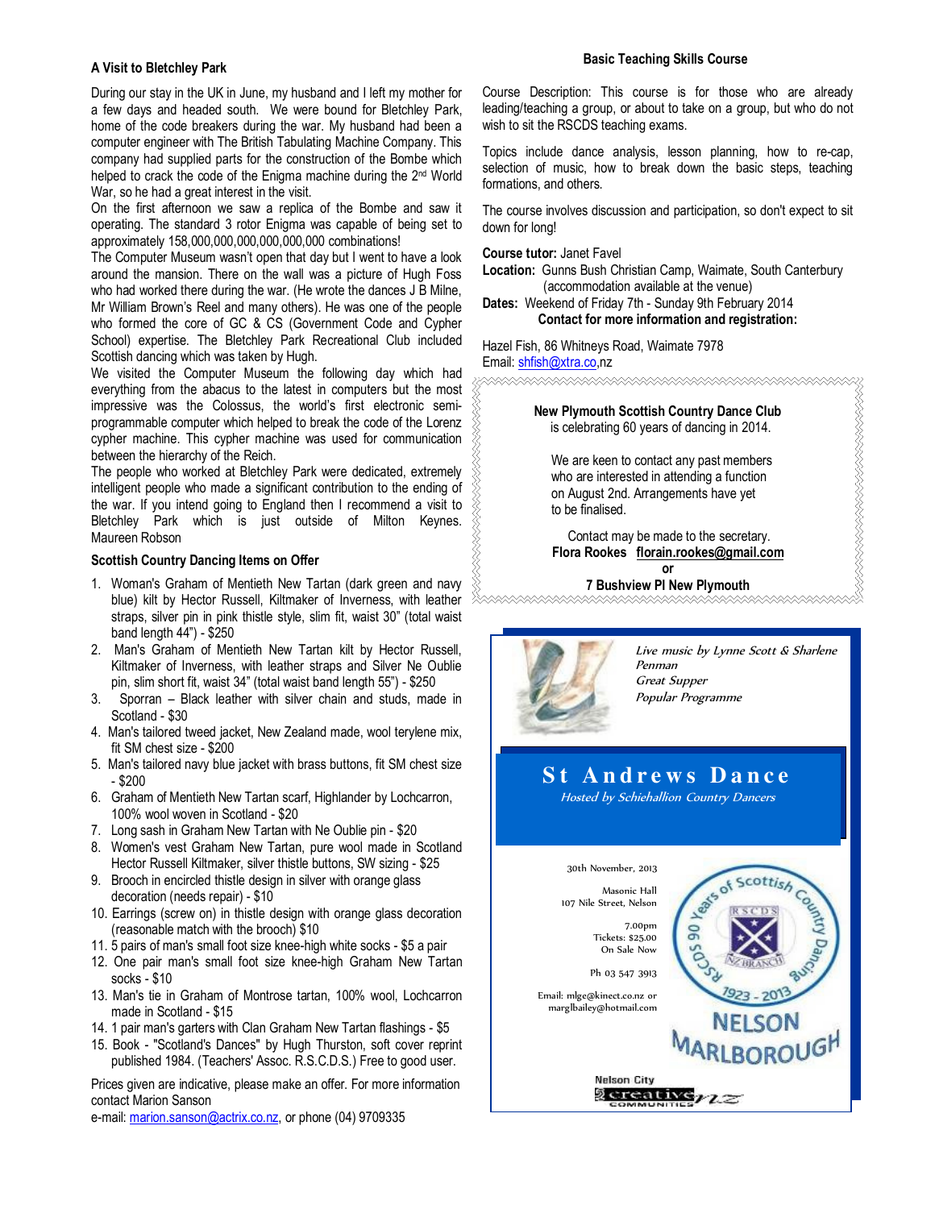## A Visit to Bletchley Park

During our stay in the UK in June, my husband and I left my mother for a few days and headed south. We were bound for Bletchley Park, home of the code breakers during the war. My husband had been a computer engineer with The British Tabulating Machine Company. This company had supplied parts for the construction of the Bombe which helped to crack the code of the Enigma machine during the 2nd World War, so he had a great interest in the visit.

On the first afternoon we saw a replica of the Bombe and saw it operating. The standard 3 rotor Enigma was capable of being set to approximately 158,000,000,000,000,000,000 combinations!

The Computer Museum wasn't open that day but I went to have a look around the mansion. There on the wall was a picture of Hugh Foss who had worked there during the war. (He wrote the dances J B Milne, Mr William Brown's Reel and many others). He was one of the people who formed the core of GC & CS (Government Code and Cypher School) expertise. The Bletchley Park Recreational Club included Scottish dancing which was taken by Hugh.

We visited the Computer Museum the following day which had everything from the abacus to the latest in computers but the most impressive was the Colossus, the world's first electronic semi-programmable computer which helped to break the code of the Lorenz cypher machine. This cypher machine was used for communication between the hierarchy of the Reich.

The people who worked at Bletchley Park were dedicated, extremely intelligent people who made a significant contribution to the ending of the war. If you intend going to England then I recommend a visit to Bletchley Park which is just outside of Milton Keynes.
Maureen Robson

## Scottish Country Dancing Items on Offer

1. Woman's Graham of Mentieth New Tartan (dark green and navy blue) kilt by Hector Russell, Kiltmaker of Inverness, with leather straps, silver pin in pink thistle style, slim fit, waist 30" (total waist band length 44") - $250
2. Man's Graham of Mentieth New Tartan kilt by Hector Russell, Kiltmaker of Inverness, with leather straps and Silver Ne Oublie pin, slim short fit, waist 34" (total waist band length 55") - $250
3. Sporran – Black leather with silver chain and studs, made in Scotland - $30
4. Man's tailored tweed jacket, New Zealand made, wool terylene mix, fit SM chest size - $200
5. Man's tailored navy blue jacket with brass buttons, fit SM chest size - $200
6. Graham of Mentieth New Tartan scarf, Highlander by Lochcarron, 100% wool woven in Scotland - $20
7. Long sash in Graham New Tartan with Ne Oublie pin - $20
8. Women's vest Graham New Tartan, pure wool made in Scotland Hector Russell Kiltmaker, silver thistle buttons, SW sizing - $25
9. Brooch in encircled thistle design in silver with orange glass decoration (needs repair) - $10
10. Earrings (screw on) in thistle design with orange glass decoration (reasonable match with the brooch) $10
11. 5 pairs of man's small foot size knee-high white socks - $5 a pair
12. One pair man's small foot size knee-high Graham New Tartan socks - $10
13. Man's tie in Graham of Montrose tartan, 100% wool, Lochcarron made in Scotland - $15
14. 1 pair man's garters with Clan Graham New Tartan flashings - $5
15. Book - "Scotland's Dances" by Hugh Thurston, soft cover reprint published 1984. (Teachers' Assoc. R.S.C.D.S.) Free to good user.

Prices given are indicative, please make an offer. For more information contact Marion Sanson
e-mail: marion.sanson@actrix.co.nz, or phone (04) 9709335

## Basic Teaching Skills Course

Course Description: This course is for those who are already leading/teaching a group, or about to take on a group, but who do not wish to sit the RSCDS teaching exams.

Topics include dance analysis, lesson planning, how to re-cap, selection of music, how to break down the basic steps, teaching formations, and others.

The course involves discussion and participation, so don't expect to sit down for long!

**Course tutor:** Janet Favel
**Location:** Gunns Bush Christian Camp, Waimate, South Canterbury (accommodation available at the venue)
**Dates:** Weekend of Friday 7th - Sunday 9th February 2014
**Contact for more information and registration:**

Hazel Fish, 86 Whitneys Road, Waimate 7978
Email: shfish@xtra.co,nz

**New Plymouth Scottish Country Dance Club**
is celebrating 60 years of dancing in 2014.

We are keen to contact any past members who are interested in attending a function on August 2nd. Arrangements have yet to be finalised.

Contact may be made to the secretary.
**Flora Rookes florain.rookes@gmail.com**
**or**
**7 Bushview Pl New Plymouth**

*Live music by Lynne Scott & Sharlene Penman*
*Great Supper*
*Popular Programme*

## St Andrews Dance

*Hosted by Schiehallion Country Dancers*

30th November, 2013

Masonic Hall
107 Nile Street, Nelson

7.00pm
Tickets: $25.00
On Sale Now

Ph 03 547 3913

Email: mlge@kinect.co.nz or marglbailey@hotmail.com

RSCDS 90 Years of Scottish Country Dancing 1923 - 2013 NZ Branch
NELSON MARLBOROUGH

Nelson City creative communities nz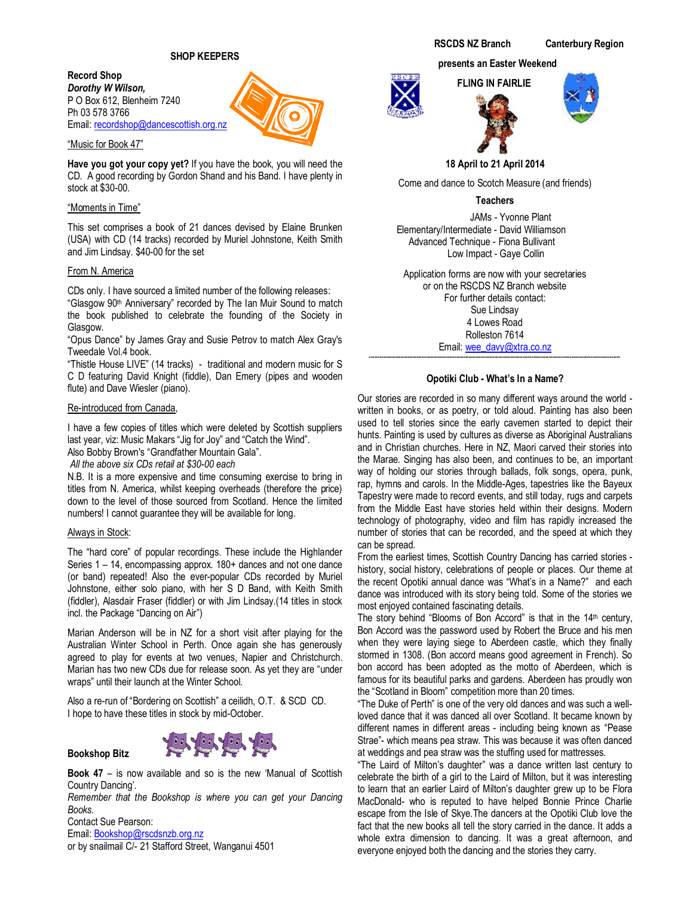## SHOP KEEPERS

**Record Shop**
***Dorothy W Wilson,***
P O Box 612, Blenheim 7240
Ph 03 578 3766
Email: recordshop@dancescottish.org.nz

"Music for Book 47"

**Have you got your copy yet?** If you have the book, you will need the CD. A good recording by Gordon Shand and his Band. I have plenty in stock at $30-00.

"Moments in Time"

This set comprises a book of 21 dances devised by Elaine Brunken (USA) with CD (14 tracks) recorded by Muriel Johnstone, Keith Smith and Jim Lindsay. $40-00 for the set

From N. America

CDs only. I have sourced a limited number of the following releases:
"Glasgow 90th Anniversary" recorded by The Ian Muir Sound to match the book published to celebrate the founding of the Society in Glasgow.
"Opus Dance" by James Gray and Susie Petrov to match Alex Gray's Tweedale Vol.4 book.
"Thistle House LIVE" (14 tracks) - traditional and modern music for S C D featuring David Knight (fiddle), Dan Emery (pipes and wooden flute) and Dave Wiesler (piano).

Re-introduced from Canada,

I have a few copies of titles which were deleted by Scottish suppliers last year, viz: Music Makars "Jig for Joy" and "Catch the Wind".
Also Bobby Brown's "Grandfather Mountain Gala".
*All the above six CDs retail at $30-00 each*
N.B. It is a more expensive and time consuming exercise to bring in titles from N. America, whilst keeping overheads (therefore the price) down to the level of those sourced from Scotland. Hence the limited numbers! I cannot guarantee they will be available for long.

Always in Stock:

The "hard core" of popular recordings. These include the Highlander Series 1 – 14, encompassing approx. 180+ dances and not one dance (or band) repeated! Also the ever-popular CDs recorded by Muriel Johnstone, either solo piano, with her S D Band, with Keith Smith (fiddler), Alasdair Fraser (fiddler) or with Jim Lindsay.(14 titles in stock incl. the Package "Dancing on Air")

Marian Anderson will be in NZ for a short visit after playing for the Australian Winter School in Perth. Once again she has generously agreed to play for events at two venues, Napier and Christchurch. Marian has two new CDs due for release soon. As yet they are "under wraps" until their launch at the Winter School.

Also a re-run of "Bordering on Scottish" a ceilidh, O.T. & SCD CD.
I hope to have these titles in stock by mid-October.

**Bookshop Bitz**

**Book 47** – is now available and so is the new 'Manual of Scottish Country Dancing'.
*Remember that the Bookshop is where you can get your Dancing Books.*
Contact Sue Pearson:
Email: Bookshop@rscdsnzb.org.nz
or by snailmail C/- 21 Stafford Street, Wanganui 4501

---

**RSCDS NZ Branch** **Canterbury Region**

**presents an Easter Weekend**

**FLING IN FAIRLIE**

**18 April to 21 April 2014**

Come and dance to Scotch Measure (and friends)

**Teachers**

JAMs - Yvonne Plant
Elementary/Intermediate - David Williamson
Advanced Technique - Fiona Bullivant
Low Impact - Gaye Collin

Application forms are now with your secretaries
or on the RSCDS NZ Branch website
For further details contact:
Sue Lindsay
4 Lowes Road
Rolleston 7614
Email: wee_davy@xtra.co.nz

---

### Opotiki Club - What's In a Name?

Our stories are recorded in so many different ways around the world - written in books, or as poetry, or told aloud. Painting has also been used to tell stories since the early cavemen started to depict their hunts. Painting is used by cultures as diverse as Aboriginal Australians and in Christian churches. Here in NZ, Maori carved their stories into the Marae. Singing has also been, and continues to be, an important way of holding our stories through ballads, folk songs, opera, punk, rap, hymns and carols. In the Middle-Ages, tapestries like the Bayeux Tapestry were made to record events, and still today, rugs and carpets from the Middle East have stories held within their designs. Modern technology of photography, video and film has rapidly increased the number of stories that can be recorded, and the speed at which they can be spread.
From the earliest times, Scottish Country Dancing has carried stories - history, social history, celebrations of people or places. Our theme at the recent Opotiki annual dance was "What's in a Name?" and each dance was introduced with its story being told. Some of the stories we most enjoyed contained fascinating details.
The story behind "Blooms of Bon Accord" is that in the 14th century, Bon Accord was the password used by Robert the Bruce and his men when they were laying siege to Aberdeen castle, which they finally stormed in 1308. (Bon accord means good agreement in French). So bon accord has been adopted as the motto of Aberdeen, which is famous for its beautiful parks and gardens. Aberdeen has proudly won the "Scotland in Bloom" competition more than 20 times.
"The Duke of Perth" is one of the very old dances and was such a well-loved dance that it was danced all over Scotland. It became known by different names in different areas - including being known as "Pease Strae"- which means pea straw. This was because it was often danced at weddings and pea straw was the stuffing used for mattresses.
"The Laird of Milton's daughter" was a dance written last century to celebrate the birth of a girl to the Laird of Milton, but it was interesting to learn that an earlier Laird of Milton's daughter grew up to be Flora MacDonald- who is reputed to have helped Bonnie Prince Charlie escape from the Isle of Skye.The dancers at the Opotiki Club love the fact that the new books all tell the story carried in the dance. It adds a whole extra dimension to dancing. It was a great afternoon, and everyone enjoyed both the dancing and the stories they carry.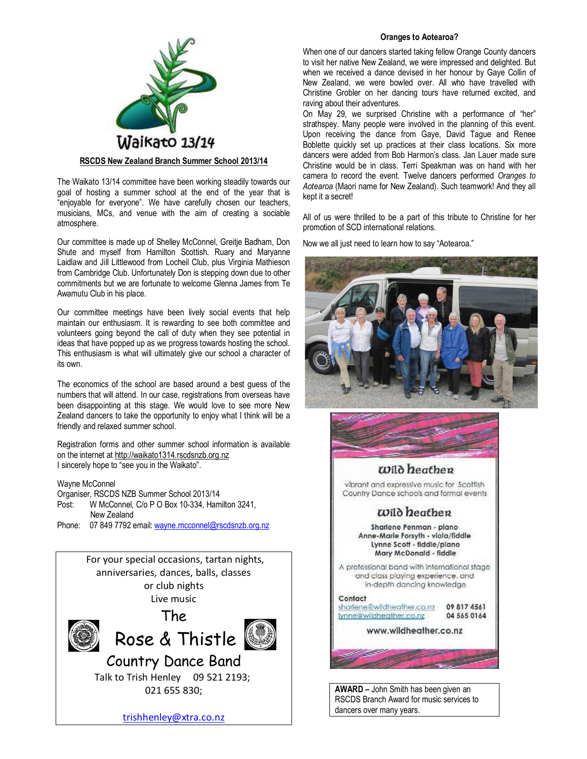Waikato 13/14

**RSCDS New Zealand Branch Summer School 2013/14**

The Waikato 13/14 committee have been working steadily towards our goal of hosting a summer school at the end of the year that is "enjoyable for everyone". We have carefully chosen our teachers, musicians, MCs, and venue with the aim of creating a sociable atmosphere.

Our committee is made up of Shelley McConnel, Greitje Badham, Don Shute and myself from Hamilton Scottish. Ruary and Maryanne Laidlaw and Jill Littlewood from Locheil Club, plus Virginia Mathieson from Cambridge Club. Unfortunately Don is stepping down due to other commitments but we are fortunate to welcome Glenna James from Te Awamutu Club in his place.

Our committee meetings have been lively social events that help maintain our enthusiasm. It is rewarding to see both committee and volunteers going beyond the call of duty when they see potential in ideas that have popped up as we progress towards hosting the school. This enthusiasm is what will ultimately give our school a character of its own.

The economics of the school are based around a best guess of the numbers that will attend. In our case, registrations from overseas have been disappointing at this stage. We would love to see more New Zealand dancers to take the opportunity to enjoy what I think will be a friendly and relaxed summer school.

Registration forms and other summer school information is available on the internet at http://waikato1314.rscdsnzb.org.nz
I sincerely hope to "see you in the Waikato".

Wayne McConnel
Organiser, RSCDS NZB Summer School 2013/14
Post: W McConnel, C/o P O Box 10-334, Hamilton 3241, New Zealand
Phone: 07 849 7792 email: wayne.mcconnel@rscdsnzb.org.nz

For your special occasions, tartan nights, anniversaries, dances, balls, classes or club nights
Live music

The
Rose & Thistle
Country Dance Band

Talk to Trish Henley 09 521 2193; 021 655 830;

trishhenley@xtra.co.nz

**Oranges to Aotearoa?**

When one of our dancers started taking fellow Orange County dancers to visit her native New Zealand, we were impressed and delighted. But when we received a dance devised in her honour by Gaye Collin of New Zealand, we were bowled over. All who have travelled with Christine Grobler on her dancing tours have returned excited, and raving about their adventures.

On May 29, we surprised Christine with a performance of "her" strathspey. Many people were involved in the planning of this event. Upon receiving the dance from Gaye, David Tague and Renee Boblette quickly set up practices at their class locations. Six more dancers were added from Bob Harmon's class. Jan Lauer made sure Christine would be in class. Terri Speakman was on hand with her camera to record the event. Twelve dancers performed *Oranges to Aotearoa* (Maori name for New Zealand). Such teamwork! And they all kept it a secret!

All of us were thrilled to be a part of this tribute to Christine for her promotion of SCD international relations.

Now we all just need to learn how to say "Aotearoa."

**Wild Heather**

vibrant and expressive music for Scottish Country Dance schools and formal events

**Wild Heather**

Sharlene Penman - piano
Anne-Marie Forsyth - viola/fiddle
Lynne Scott - fiddle/piano
Mary McDonald - fiddle

A professional band with international stage and class playing experience, and in-depth dancing knowledge

Contact
sharlene@wildheather.co.nz 09 817 4561
lynne@wildheather.co.nz 04 565 0164

www.wildheather.co.nz

**AWARD –** John Smith has been given an RSCDS Branch Award for music services to dancers over many years.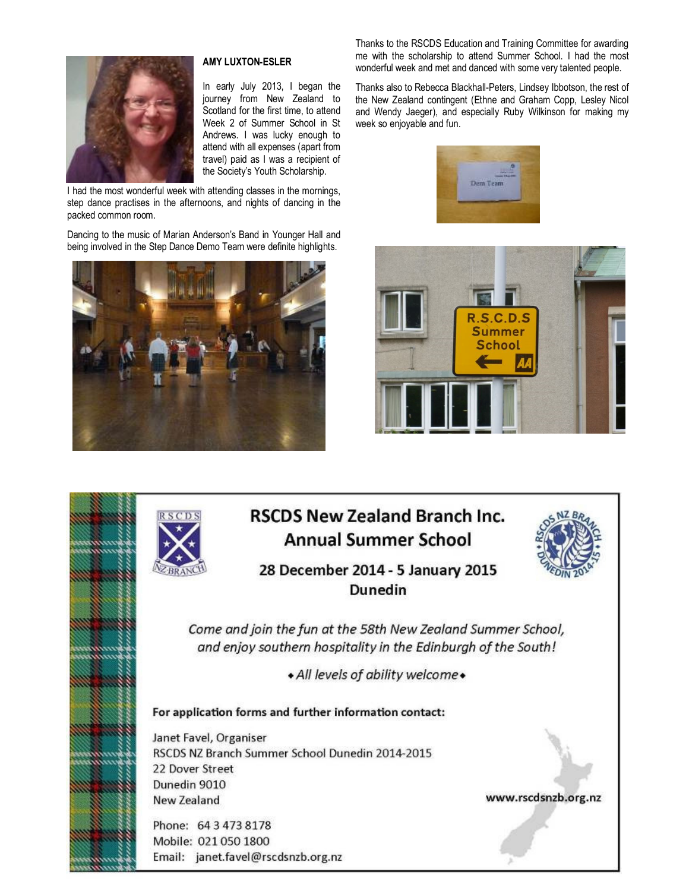### AMY LUXTON-ESLER

In early July 2013, I began the journey from New Zealand to Scotland for the first time, to attend Week 2 of Summer School in St Andrews. I was lucky enough to attend with all expenses (apart from travel) paid as I was a recipient of the Society's Youth Scholarship.

I had the most wonderful week with attending classes in the mornings, step dance practises in the afternoons, and nights of dancing in the packed common room.

Dancing to the music of Marian Anderson's Band in Younger Hall and being involved in the Step Dance Demo Team were definite highlights.

Thanks to the RSCDS Education and Training Committee for awarding me with the scholarship to attend Summer School. I had the most wonderful week and met and danced with some very talented people.

Thanks also to Rebecca Blackhall-Peters, Lindsey Ibbotson, the rest of the New Zealand contingent (Ethne and Graham Copp, Lesley Nicol and Wendy Jaeger), and especially Ruby Wilkinson for making my week so enjoyable and fun.

## RSCDS New Zealand Branch Inc. Annual Summer School

**28 December 2014 - 5 January 2015**
**Dunedin**

*Come and join the fun at the 58th New Zealand Summer School, and enjoy southern hospitality in the Edinburgh of the South!*

*• All levels of ability welcome •*

**For application forms and further information contact:**

Janet Favel, Organiser
RSCDS NZ Branch Summer School Dunedin 2014-2015
22 Dover Street
Dunedin 9010
New Zealand

Phone: 64 3 473 8178
Mobile: 021 050 1800
Email: janet.favel@rscdsnzb.org.nz

www.rscdsnzb.org.nz